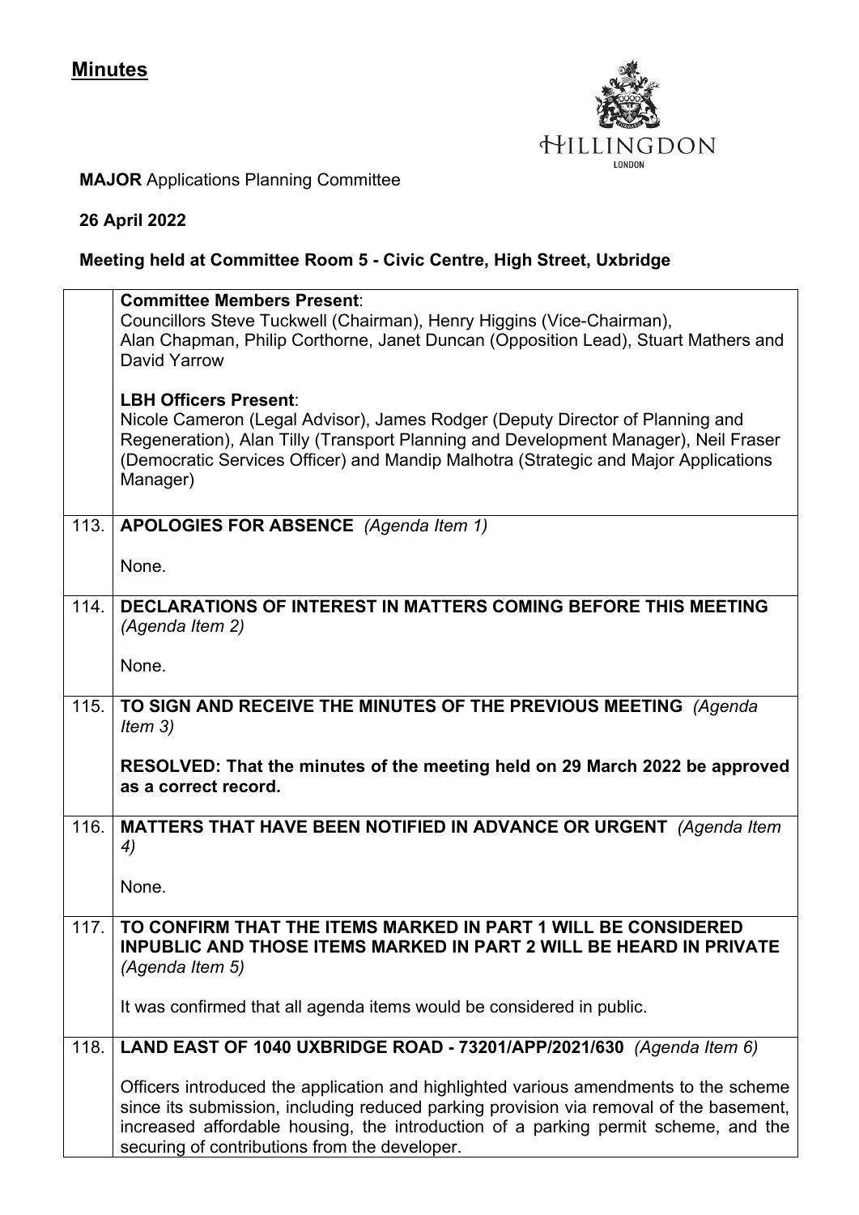# Minutes

HILLINGDON
LONDON

**MAJOR** Applications Planning Committee

**26 April 2022**

**Meeting held at Committee Room 5 - Civic Centre, High Street, Uxbridge**

| | |
|---|---|
| | **Committee Members Present**:<br>Councillors Steve Tuckwell (Chairman), Henry Higgins (Vice-Chairman), Alan Chapman, Philip Corthorne, Janet Duncan (Opposition Lead), Stuart Mathers and David Yarrow<br><br>**LBH Officers Present**:<br>Nicole Cameron (Legal Advisor), James Rodger (Deputy Director of Planning and Regeneration), Alan Tilly (Transport Planning and Development Manager), Neil Fraser (Democratic Services Officer) and Mandip Malhotra (Strategic and Major Applications Manager) |
| 113. | **APOLOGIES FOR ABSENCE** *(Agenda Item 1)*<br><br>None. |
| 114. | **DECLARATIONS OF INTEREST IN MATTERS COMING BEFORE THIS MEETING** *(Agenda Item 2)*<br><br>None. |
| 115. | **TO SIGN AND RECEIVE THE MINUTES OF THE PREVIOUS MEETING** *(Agenda Item 3)*<br><br>**RESOLVED: That the minutes of the meeting held on 29 March 2022 be approved as a correct record.** |
| 116. | **MATTERS THAT HAVE BEEN NOTIFIED IN ADVANCE OR URGENT** *(Agenda Item 4)*<br><br>None. |
| 117. | **TO CONFIRM THAT THE ITEMS MARKED IN PART 1 WILL BE CONSIDERED INPUBLIC AND THOSE ITEMS MARKED IN PART 2 WILL BE HEARD IN PRIVATE** *(Agenda Item 5)*<br><br>It was confirmed that all agenda items would be considered in public. |
| 118. | **LAND EAST OF 1040 UXBRIDGE ROAD - 73201/APP/2021/630** *(Agenda Item 6)*<br><br>Officers introduced the application and highlighted various amendments to the scheme since its submission, including reduced parking provision via removal of the basement, increased affordable housing, the introduction of a parking permit scheme, and the securing of contributions from the developer. |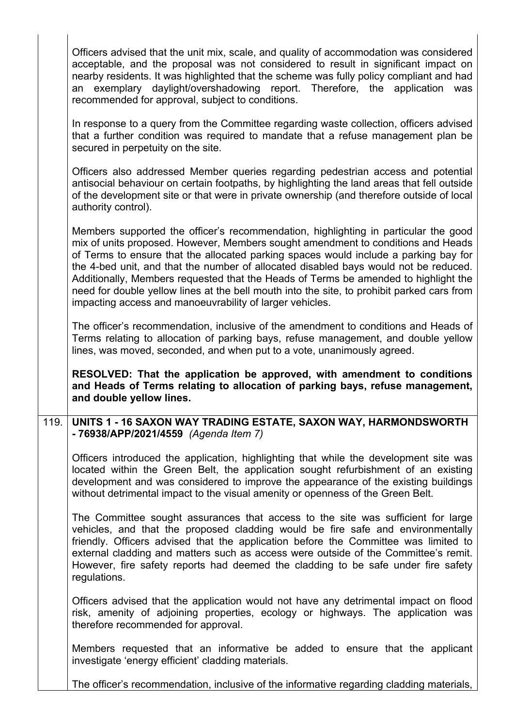Officers advised that the unit mix, scale, and quality of accommodation was considered acceptable, and the proposal was not considered to result in significant impact on nearby residents. It was highlighted that the scheme was fully policy compliant and had an exemplary daylight/overshadowing report. Therefore, the application was recommended for approval, subject to conditions.

In response to a query from the Committee regarding waste collection, officers advised that a further condition was required to mandate that a refuse management plan be secured in perpetuity on the site.

Officers also addressed Member queries regarding pedestrian access and potential antisocial behaviour on certain footpaths, by highlighting the land areas that fell outside of the development site or that were in private ownership (and therefore outside of local authority control).

Members supported the officer's recommendation, highlighting in particular the good mix of units proposed. However, Members sought amendment to conditions and Heads of Terms to ensure that the allocated parking spaces would include a parking bay for the 4-bed unit, and that the number of allocated disabled bays would not be reduced. Additionally, Members requested that the Heads of Terms be amended to highlight the need for double yellow lines at the bell mouth into the site, to prohibit parked cars from impacting access and manoeuvrability of larger vehicles.

The officer's recommendation, inclusive of the amendment to conditions and Heads of Terms relating to allocation of parking bays, refuse management, and double yellow lines, was moved, seconded, and when put to a vote, unanimously agreed.

**RESOLVED: That the application be approved, with amendment to conditions and Heads of Terms relating to allocation of parking bays, refuse management, and double yellow lines.**

## 119. UNITS 1 - 16 SAXON WAY TRADING ESTATE, SAXON WAY, HARMONDSWORTH - 76938/APP/2021/4559 *(Agenda Item 7)*

Officers introduced the application, highlighting that while the development site was located within the Green Belt, the application sought refurbishment of an existing development and was considered to improve the appearance of the existing buildings without detrimental impact to the visual amenity or openness of the Green Belt.

The Committee sought assurances that access to the site was sufficient for large vehicles, and that the proposed cladding would be fire safe and environmentally friendly. Officers advised that the application before the Committee was limited to external cladding and matters such as access were outside of the Committee's remit. However, fire safety reports had deemed the cladding to be safe under fire safety regulations.

Officers advised that the application would not have any detrimental impact on flood risk, amenity of adjoining properties, ecology or highways. The application was therefore recommended for approval.

Members requested that an informative be added to ensure that the applicant investigate 'energy efficient' cladding materials.

The officer's recommendation, inclusive of the informative regarding cladding materials,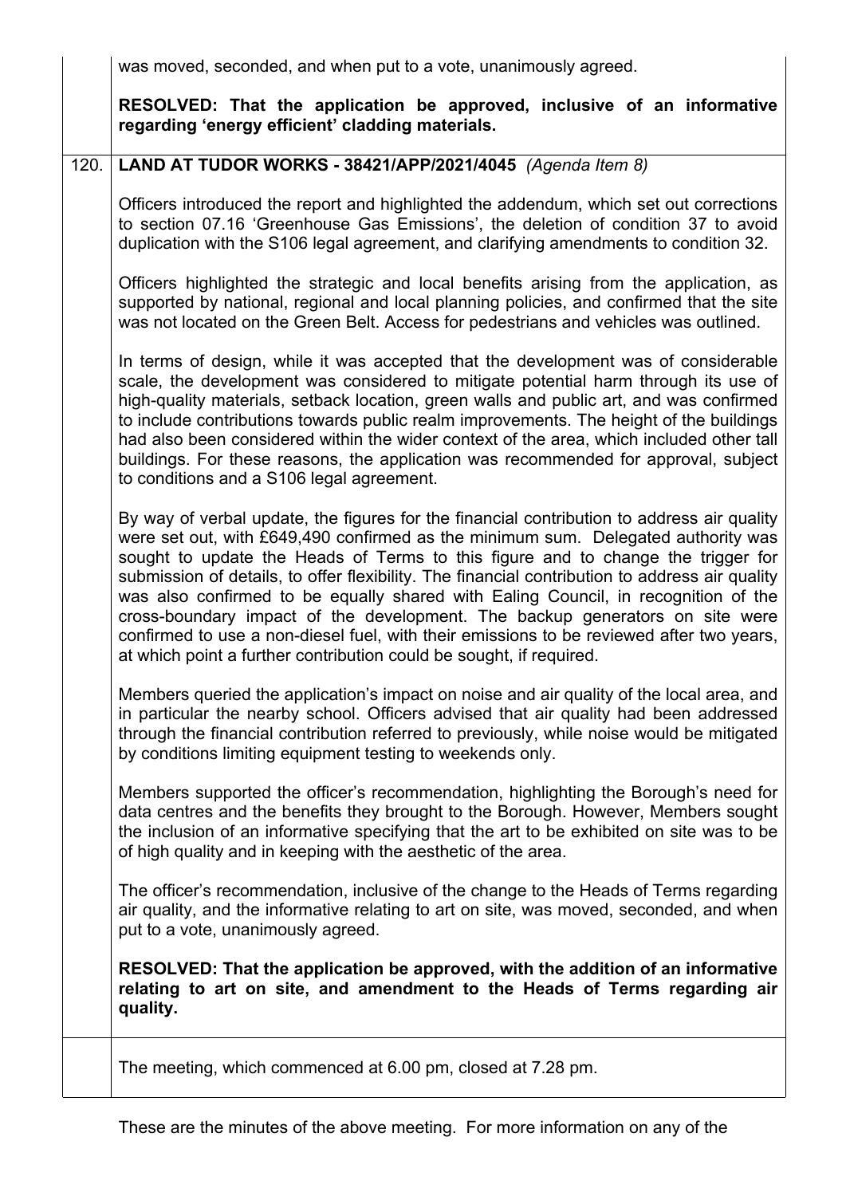was moved, seconded, and when put to a vote, unanimously agreed.

**RESOLVED: That the application be approved, inclusive of an informative regarding 'energy efficient' cladding materials.**

## 120. LAND AT TUDOR WORKS - 38421/APP/2021/4045 *(Agenda Item 8)*

Officers introduced the report and highlighted the addendum, which set out corrections to section 07.16 'Greenhouse Gas Emissions', the deletion of condition 37 to avoid duplication with the S106 legal agreement, and clarifying amendments to condition 32.

Officers highlighted the strategic and local benefits arising from the application, as supported by national, regional and local planning policies, and confirmed that the site was not located on the Green Belt. Access for pedestrians and vehicles was outlined.

In terms of design, while it was accepted that the development was of considerable scale, the development was considered to mitigate potential harm through its use of high-quality materials, setback location, green walls and public art, and was confirmed to include contributions towards public realm improvements. The height of the buildings had also been considered within the wider context of the area, which included other tall buildings. For these reasons, the application was recommended for approval, subject to conditions and a S106 legal agreement.

By way of verbal update, the figures for the financial contribution to address air quality were set out, with £649,490 confirmed as the minimum sum. Delegated authority was sought to update the Heads of Terms to this figure and to change the trigger for submission of details, to offer flexibility. The financial contribution to address air quality was also confirmed to be equally shared with Ealing Council, in recognition of the cross-boundary impact of the development. The backup generators on site were confirmed to use a non-diesel fuel, with their emissions to be reviewed after two years, at which point a further contribution could be sought, if required.

Members queried the application's impact on noise and air quality of the local area, and in particular the nearby school. Officers advised that air quality had been addressed through the financial contribution referred to previously, while noise would be mitigated by conditions limiting equipment testing to weekends only.

Members supported the officer's recommendation, highlighting the Borough's need for data centres and the benefits they brought to the Borough. However, Members sought the inclusion of an informative specifying that the art to be exhibited on site was to be of high quality and in keeping with the aesthetic of the area.

The officer's recommendation, inclusive of the change to the Heads of Terms regarding air quality, and the informative relating to art on site, was moved, seconded, and when put to a vote, unanimously agreed.

**RESOLVED: That the application be approved, with the addition of an informative relating to art on site, and amendment to the Heads of Terms regarding air quality.**

The meeting, which commenced at 6.00 pm, closed at 7.28 pm.

These are the minutes of the above meeting. For more information on any of the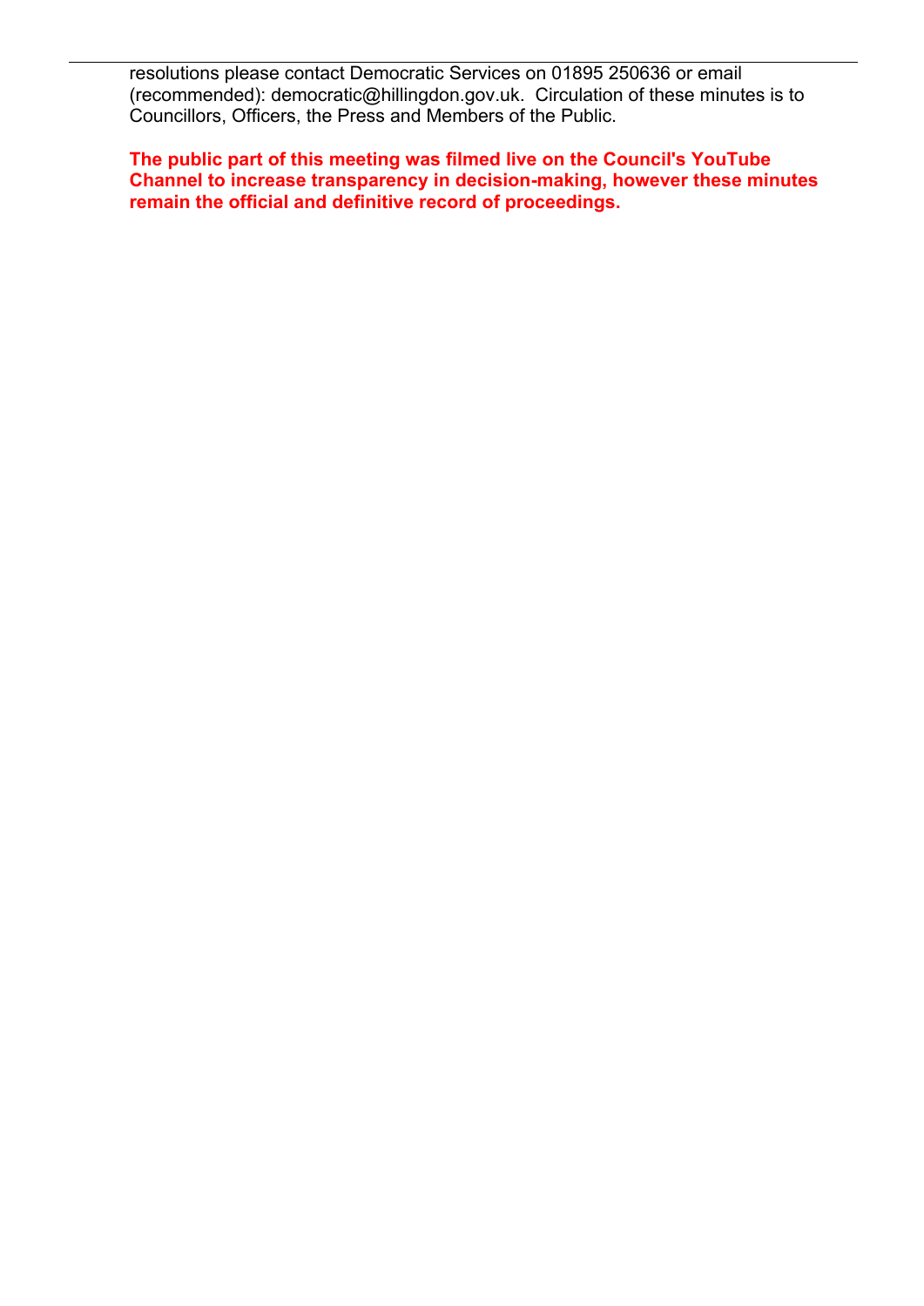resolutions please contact Democratic Services on 01895 250636 or email (recommended): democratic@hillingdon.gov.uk. Circulation of these minutes is to Councillors, Officers, the Press and Members of the Public.

**The public part of this meeting was filmed live on the Council's YouTube Channel to increase transparency in decision-making, however these minutes remain the official and definitive record of proceedings.**